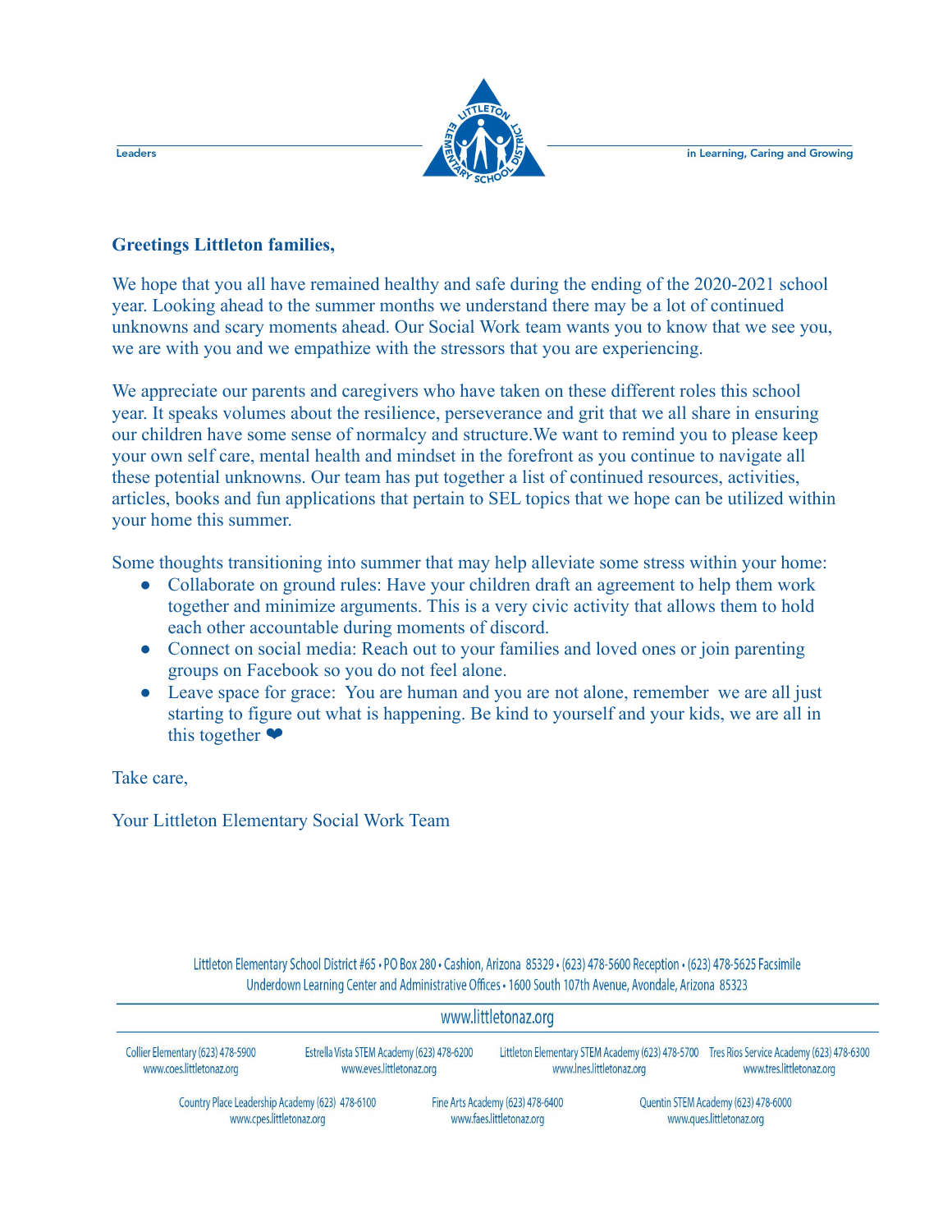Leaders in Learning, Caring and Growing

**Greetings Littleton families,**

We hope that you all have remained healthy and safe during the ending of the 2020-2021 school year. Looking ahead to the summer months we understand there may be a lot of continued unknowns and scary moments ahead. Our Social Work team wants you to know that we see you, we are with you and we empathize with the stressors that you are experiencing.

We appreciate our parents and caregivers who have taken on these different roles this school year. It speaks volumes about the resilience, perseverance and grit that we all share in ensuring our children have some sense of normalcy and structure.We want to remind you to please keep your own self care, mental health and mindset in the forefront as you continue to navigate all these potential unknowns. Our team has put together a list of continued resources, activities, articles, books and fun applications that pertain to SEL topics that we hope can be utilized within your home this summer.

Some thoughts transitioning into summer that may help alleviate some stress within your home:

- Collaborate on ground rules: Have your children draft an agreement to help them work together and minimize arguments. This is a very civic activity that allows them to hold each other accountable during moments of discord.
- Connect on social media: Reach out to your families and loved ones or join parenting groups on Facebook so you do not feel alone.
- Leave space for grace: You are human and you are not alone, remember we are all just starting to figure out what is happening. Be kind to yourself and your kids, we are all in this together ❤

Take care,

Your Littleton Elementary Social Work Team

Littleton Elementary School District #65 • PO Box 280 • Cashion, Arizona 85329 • (623) 478-5600 Reception • (623) 478-5625 Facsimile
Underdown Learning Center and Administrative Offices • 1600 South 107th Avenue, Avondale, Arizona 85323

www.littletonaz.org

Collier Elementary (623) 478-5900 www.coes.littletonaz.org
Estrella Vista STEM Academy (623) 478-6200 www.eves.littletonaz.org
Littleton Elementary STEM Academy (623) 478-5700 www.lnes.littletonaz.org
Tres Rios Service Academy (623) 478-6300 www.tres.littletonaz.org
Country Place Leadership Academy (623) 478-6100 www.cpes.littletonaz.org
Fine Arts Academy (623) 478-6400 www.faes.littletonaz.org
Quentin STEM Academy (623) 478-6000 www.ques.littletonaz.org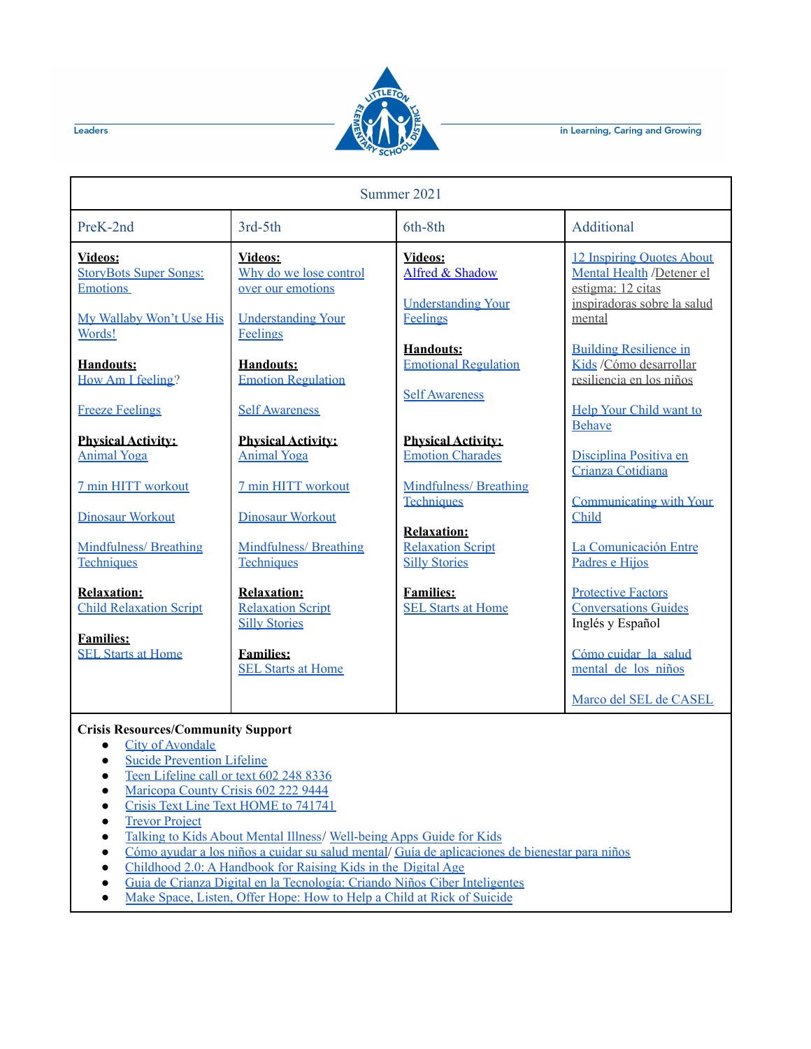Leaders — LITTLETON ELEMENTARY SCHOOL DISTRICT — in Learning, Caring and Growing

| Summer 2021 | | | |
|---|---|---|---|
| PreK-2nd | 3rd-5th | 6th-8th | Additional |
| **Videos:**<br>StoryBots Super Songs: Emotions<br><br>My Wallaby Won't Use His Words!<br><br>**Handouts:**<br>How Am I feeling?<br><br>Freeze Feelings<br><br>**Physical Activity:**<br>Animal Yoga<br><br>7 min HITT workout<br><br>Dinosaur Workout<br><br>Mindfulness/ Breathing Techniques<br><br>**Relaxation:**<br>Child Relaxation Script<br><br>**Families:**<br>SEL Starts at Home | **Videos:**<br>Why do we lose control over our emotions<br><br>Understanding Your Feelings<br><br>**Handouts:**<br>Emotion Regulation<br><br>Self Awareness<br><br>**Physical Activity:**<br>Animal Yoga<br><br>7 min HITT workout<br><br>Dinosaur Workout<br><br>Mindfulness/ Breathing Techniques<br><br>**Relaxation:**<br>Relaxation Script<br>Silly Stories<br><br>**Families:**<br>SEL Starts at Home | **Videos:**<br>Alfred & Shadow<br><br>Understanding Your Feelings<br><br>**Handouts:**<br>Emotional Regulation<br><br>Self Awareness<br><br>**Physical Activity:**<br>Emotion Charades<br><br>Mindfulness/ Breathing Techniques<br><br>**Relaxation:**<br>Relaxation Script<br>Silly Stories<br><br>**Families:**<br>SEL Starts at Home | 12 Inspiring Quotes About Mental Health /Detener el estigma: 12 citas inspiradoras sobre la salud mental<br><br>Building Resilience in Kids /Cómo desarrollar resiliencia en los niños<br><br>Help Your Child want to Behave<br><br>Disciplina Positiva en Crianza Cotidiana<br><br>Communicating with Your Child<br><br>La Comunicación Entre Padres e Hijos<br><br>Protective Factors Conversations Guides Inglés y Español<br><br>Cómo cuidar la salud mental de los niños<br><br>Marco del SEL de CASEL |

**Crisis Resources/Community Support**

- City of Avondale
- Sucide Prevention Lifeline
- Teen Lifeline call or text 602 248 8336
- Maricopa County Crisis 602 222 9444
- Crisis Text Line Text HOME to 741741
- Trevor Project
- Talking to Kids About Mental Illness/ Well-being Apps Guide for Kids
- Cómo ayudar a los niños a cuidar su salud mental/ Guía de aplicaciones de bienestar para niños
- Childhood 2.0: A Handbook for Raising Kids in the Digital Age
- Guia de Crianza Digital en la Tecnología: Criando Niños Ciber Inteligentes
- Make Space, Listen, Offer Hope: How to Help a Child at Rick of Suicide